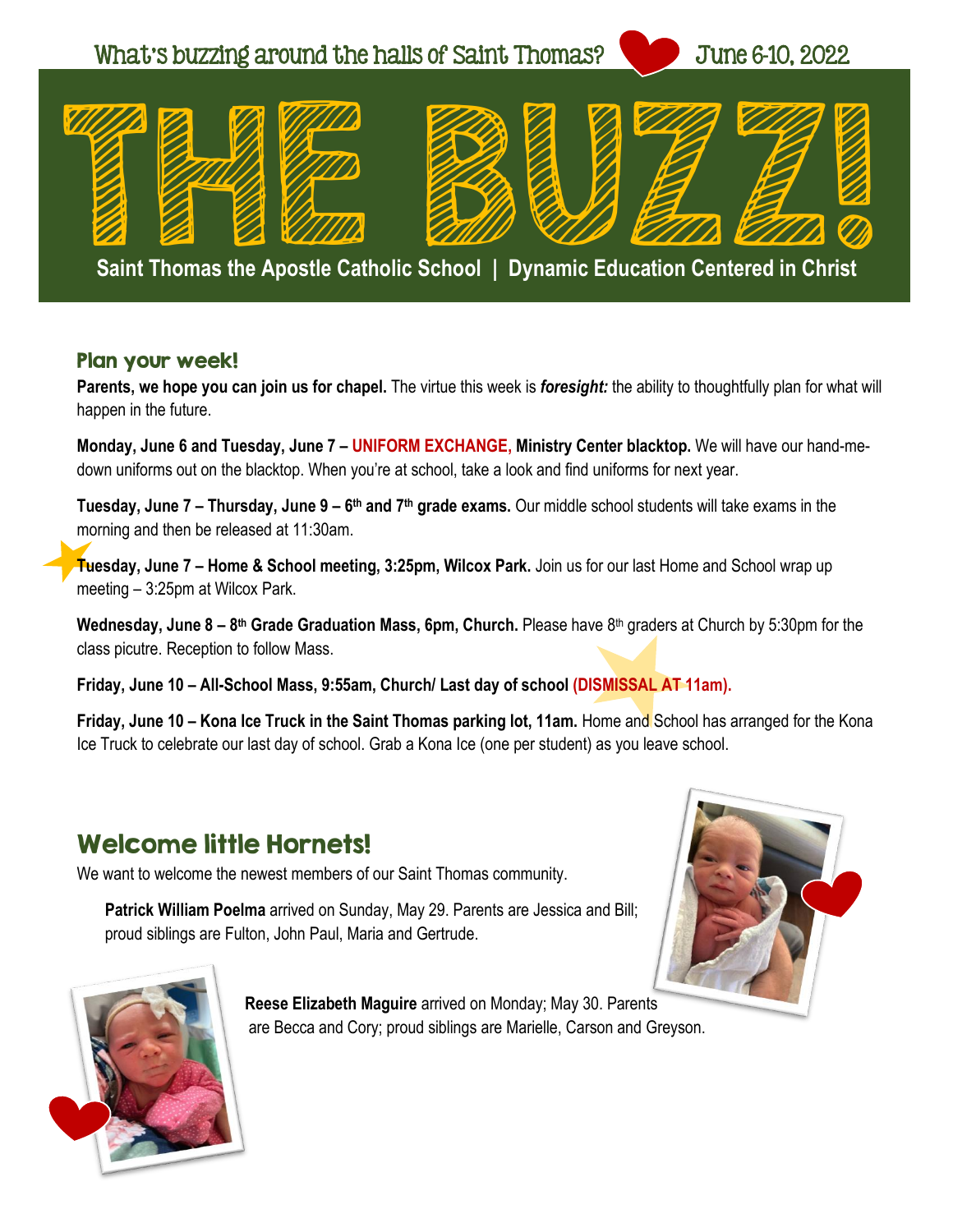What's buzzing around the halls of Saint Thomas? June 6-10, 2022

# THE BUZZ!

**Saint Thomas the Apostle Catholic School | Dynamic Education Centered in Christ**

## Plan your week!

**Parents, we hope you can join us for chapel.** The virtue this week is ***foresight:*** the ability to thoughtfully plan for what will happen in the future.

**Monday, June 6 and Tuesday, June 7 – UNIFORM EXCHANGE, Ministry Center blacktop.** We will have our hand-me-down uniforms out on the blacktop. When you're at school, take a look and find uniforms for next year.

**Tuesday, June 7 – Thursday, June 9 – 6th and 7th grade exams.** Our middle school students will take exams in the morning and then be released at 11:30am.

**Tuesday, June 7 – Home & School meeting, 3:25pm, Wilcox Park.** Join us for our last Home and School wrap up meeting – 3:25pm at Wilcox Park.

**Wednesday, June 8 – 8th Grade Graduation Mass, 6pm, Church.** Please have 8th graders at Church by 5:30pm for the class picutre. Reception to follow Mass.

**Friday, June 10 – All-School Mass, 9:55am, Church/ Last day of school (DISMISSAL AT 11am).**

**Friday, June 10 – Kona Ice Truck in the Saint Thomas parking lot, 11am.** Home and School has arranged for the Kona Ice Truck to celebrate our last day of school. Grab a Kona Ice (one per student) as you leave school.

## Welcome little Hornets!

We want to welcome the newest members of our Saint Thomas community.

**Patrick William Poelma** arrived on Sunday, May 29. Parents are Jessica and Bill; proud siblings are Fulton, John Paul, Maria and Gertrude.

**Reese Elizabeth Maguire** arrived on Monday; May 30. Parents are Becca and Cory; proud siblings are Marielle, Carson and Greyson.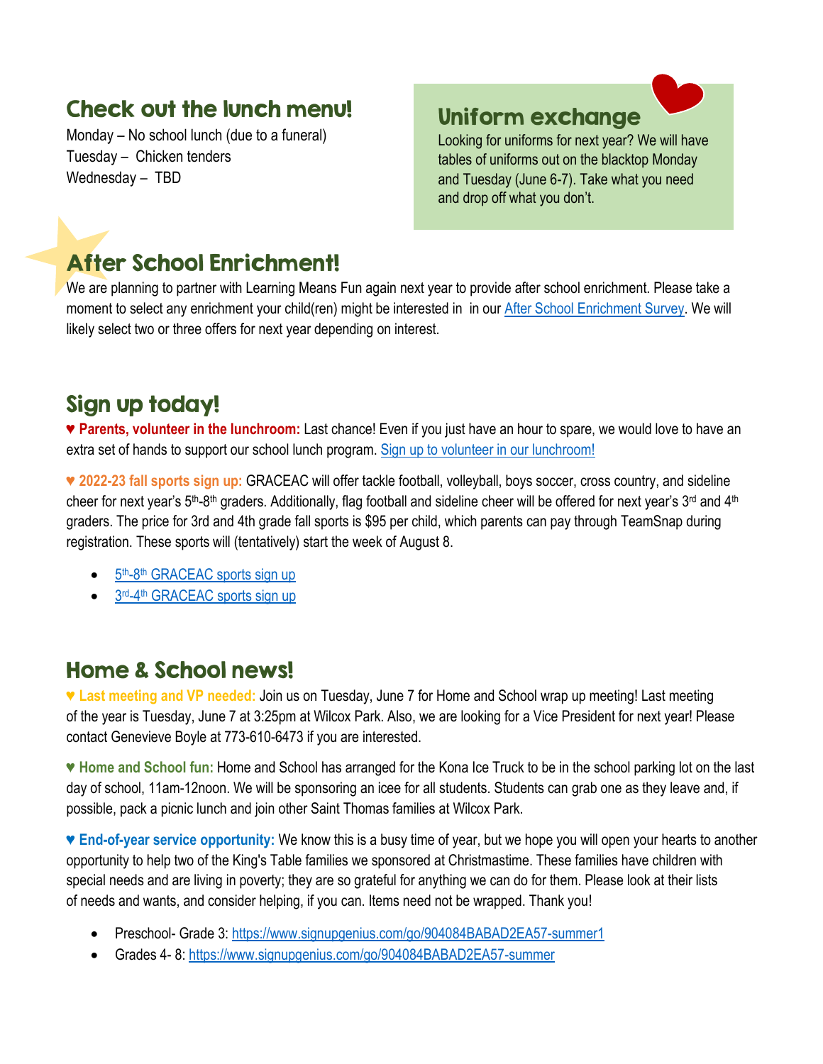## Check out the lunch menu!

Monday – No school lunch (due to a funeral)
Tuesday – Chicken tenders
Wednesday – TBD

## Uniform exchange

Looking for uniforms for next year? We will have tables of uniforms out on the blacktop Monday and Tuesday (June 6-7). Take what you need and drop off what you don't.

## After School Enrichment!

We are planning to partner with Learning Means Fun again next year to provide after school enrichment. Please take a moment to select any enrichment your child(ren) might be interested in in our After School Enrichment Survey. We will likely select two or three offers for next year depending on interest.

## Sign up today!

♥ **Parents, volunteer in the lunchroom:** Last chance! Even if you just have an hour to spare, we would love to have an extra set of hands to support our school lunch program. Sign up to volunteer in our lunchroom!

♥ **2022-23 fall sports sign up:** GRACEAC will offer tackle football, volleyball, boys soccer, cross country, and sideline cheer for next year's 5th-8th graders. Additionally, flag football and sideline cheer will be offered for next year's 3rd and 4th graders. The price for 3rd and 4th grade fall sports is $95 per child, which parents can pay through TeamSnap during registration. These sports will (tentatively) start the week of August 8.

- 5th-8th GRACEAC sports sign up
- 3rd-4th GRACEAC sports sign up

## Home & School news!

♥ **Last meeting and VP needed:** Join us on Tuesday, June 7 for Home and School wrap up meeting! Last meeting of the year is Tuesday, June 7 at 3:25pm at Wilcox Park. Also, we are looking for a Vice President for next year! Please contact Genevieve Boyle at 773-610-6473 if you are interested.

♥ **Home and School fun:** Home and School has arranged for the Kona Ice Truck to be in the school parking lot on the last day of school, 11am-12noon. We will be sponsoring an icee for all students. Students can grab one as they leave and, if possible, pack a picnic lunch and join other Saint Thomas families at Wilcox Park.

♥ **End-of-year service opportunity:** We know this is a busy time of year, but we hope you will open your hearts to another opportunity to help two of the King's Table families we sponsored at Christmastime. These families have children with special needs and are living in poverty; they are so grateful for anything we can do for them. Please look at their lists of needs and wants, and consider helping, if you can. Items need not be wrapped. Thank you!

- Preschool- Grade 3: https://www.signupgenius.com/go/904084BABAD2EA57-summer1
- Grades 4- 8: https://www.signupgenius.com/go/904084BABAD2EA57-summer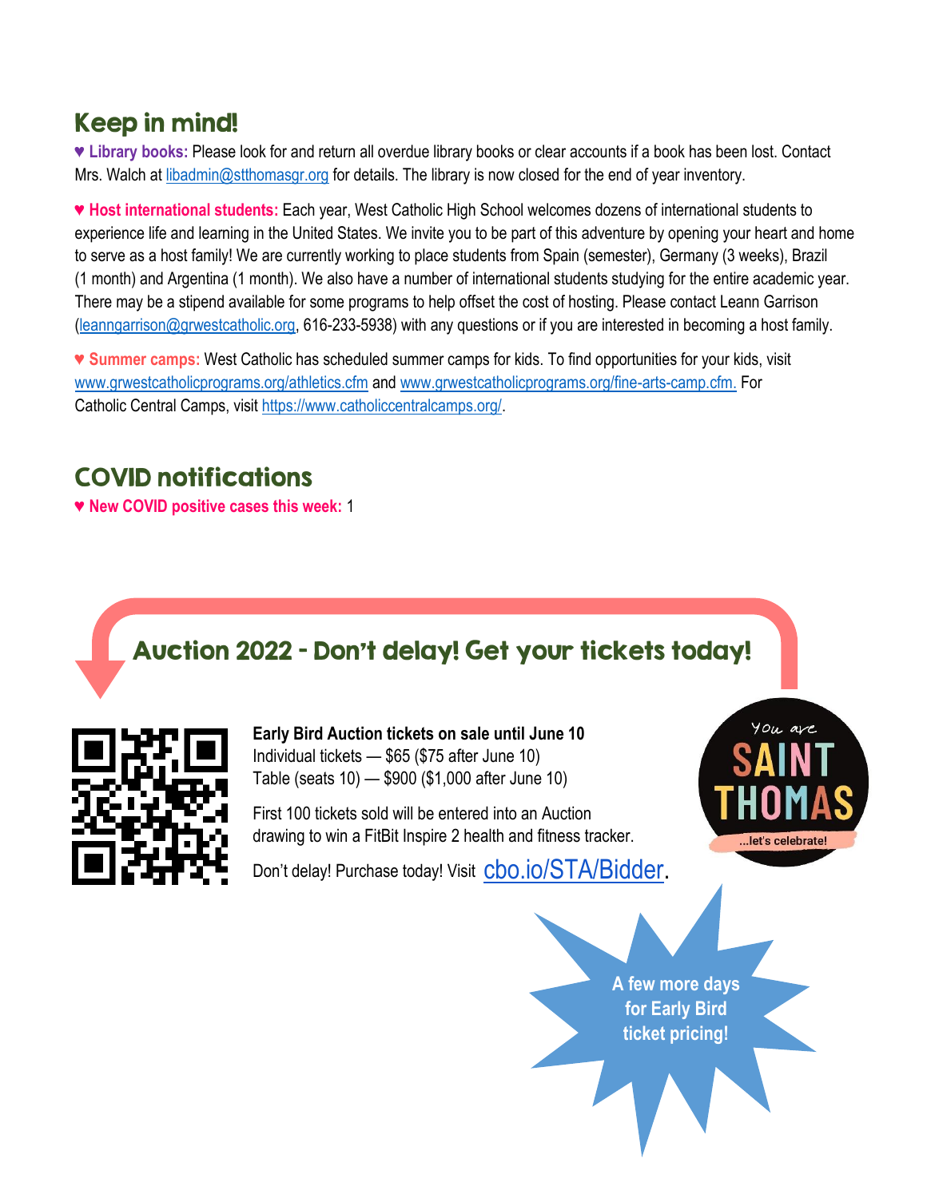## Keep in mind!

♥ **Library books:** Please look for and return all overdue library books or clear accounts if a book has been lost. Contact Mrs. Walch at libadmin@stthomasgr.org for details. The library is now closed for the end of year inventory.

♥ **Host international students:** Each year, West Catholic High School welcomes dozens of international students to experience life and learning in the United States. We invite you to be part of this adventure by opening your heart and home to serve as a host family! We are currently working to place students from Spain (semester), Germany (3 weeks), Brazil (1 month) and Argentina (1 month). We also have a number of international students studying for the entire academic year. There may be a stipend available for some programs to help offset the cost of hosting. Please contact Leann Garrison (leanngarrison@grwestcatholic.org, 616-233-5938) with any questions or if you are interested in becoming a host family.

♥ **Summer camps:** West Catholic has scheduled summer camps for kids. To find opportunities for your kids, visit www.grwestcatholicprograms.org/athletics.cfm and www.grwestcatholicprograms.org/fine-arts-camp.cfm. For Catholic Central Camps, visit https://www.catholiccentralcamps.org/.

## COVID notifications

♥ **New COVID positive cases this week:** 1

## Auction 2022 - Don't delay! Get your tickets today!

**Early Bird Auction tickets on sale until June 10**
Individual tickets — $65 ($75 after June 10)
Table (seats 10) — $900 ($1,000 after June 10)

First 100 tickets sold will be entered into an Auction drawing to win a FitBit Inspire 2 health and fitness tracker.

Don't delay! Purchase today! Visit cbo.io/STA/Bidder.

You are SAINT THOMAS ...let's celebrate!

A few more days for Early Bird ticket pricing!